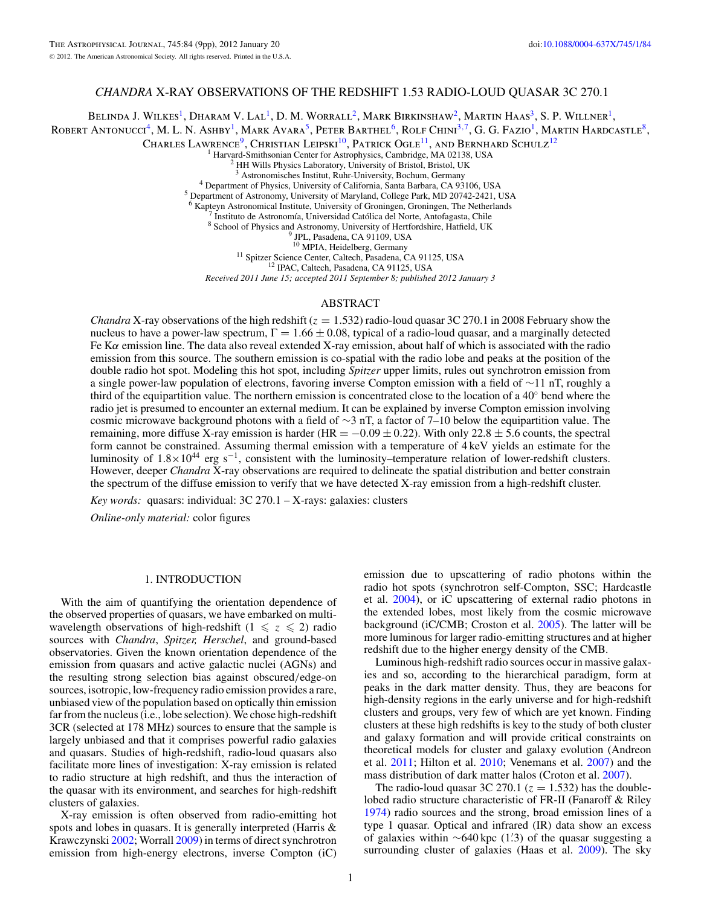# CHANDRA X-RAY OBSERVATIONS OF THE REDSHIFT 1.53 RADIO-LOUD QUASAR 3C 270.1

Belinda J. Wilkes[1], Dharam V. Lal[1], D. M. Worrall[2], Mark Birkinshaw[2], Martin Haas[3], S. P. Willner[1], Robert Antonucci[4], M. L. N. Ashby[1], Mark Avara[5], Peter Barthel[6], Rolf Chini[3,7], G. G. Fazio[1], Martin Hardcastle[8], Charles Lawrence[9], Christian Leipski[10], Patrick Ogle[11], and Bernhard Schulz[12]

[1] Harvard-Smithsonian Center for Astrophysics, Cambridge, MA 02138, USA
[2] HH Wills Physics Laboratory, University of Bristol, Bristol, UK
[3] Astronomisches Institut, Ruhr-University, Bochum, Germany
[4] Department of Physics, University of California, Santa Barbara, CA 93106, USA
[5] Department of Astronomy, University of Maryland, College Park, MD 20742-2421, USA
[6] Kapteyn Astronomical Institute, University of Groningen, Groningen, The Netherlands
[7] Instituto de Astronomía, Universidad Católica del Norte, Antofagasta, Chile
[8] School of Physics and Astronomy, University of Hertfordshire, Hatfield, UK
[9] JPL, Pasadena, CA 91109, USA
[10] MPIA, Heidelberg, Germany
[11] Spitzer Science Center, Caltech, Pasadena, CA 91125, USA
[12] IPAC, Caltech, Pasadena, CA 91125, USA

*Received 2011 June 15; accepted 2011 September 8; published 2012 January 3*

## ABSTRACT

*Chandra* X-ray observations of the high redshift ($z = 1.532$) radio-loud quasar 3C 270.1 in 2008 February show the nucleus to have a power-law spectrum, $\Gamma = 1.66 \pm 0.08$, typical of a radio-loud quasar, and a marginally detected Fe K$\alpha$ emission line. The data also reveal extended X-ray emission, about half of which is associated with the radio emission from this source. The southern emission is co-spatial with the radio lobe and peaks at the position of the double radio hot spot. Modeling this hot spot, including *Spitzer* upper limits, rules out synchrotron emission from a single power-law population of electrons, favoring inverse Compton emission with a field of ~11 nT, roughly a third of the equipartition value. The northern emission is concentrated close to the location of a 40° bend where the radio jet is presumed to encounter an external medium. It can be explained by inverse Compton emission involving cosmic microwave background photons with a field of ~3 nT, a factor of 7–10 below the equipartition value. The remaining, more diffuse X-ray emission is harder (HR $= -0.09 \pm 0.22$). With only $22.8 \pm 5.6$ counts, the spectral form cannot be constrained. Assuming thermal emission with a temperature of 4 keV yields an estimate for the luminosity of $1.8 \times 10^{44}$ erg s$^{-1}$, consistent with the luminosity–temperature relation of lower-redshift clusters. However, deeper *Chandra* X-ray observations are required to delineate the spatial distribution and better constrain the spectrum of the diffuse emission to verify that we have detected X-ray emission from a high-redshift cluster.

*Key words:* quasars: individual: 3C 270.1 – X-rays: galaxies: clusters

*Online-only material:* color figures

## 1. INTRODUCTION

With the aim of quantifying the orientation dependence of the observed properties of quasars, we have embarked on multi-wavelength observations of high-redshift ($1 \leqslant z \leqslant 2$) radio sources with *Chandra*, *Spitzer, Herschel*, and ground-based observatories. Given the known orientation dependence of the emission from quasars and active galactic nuclei (AGNs) and the resulting strong selection bias against obscured/edge-on sources, isotropic, low-frequency radio emission provides a rare, unbiased view of the population based on optically thin emission far from the nucleus (i.e., lobe selection). We chose high-redshift 3CR (selected at 178 MHz) sources to ensure that the sample is largely unbiased and that it comprises powerful radio galaxies and quasars. Studies of high-redshift, radio-loud quasars also facilitate more lines of investigation: X-ray emission is related to radio structure at high redshift, and thus the interaction of the quasar with its environment, and searches for high-redshift clusters of galaxies.

X-ray emission is often observed from radio-emitting hot spots and lobes in quasars. It is generally interpreted (Harris & Krawczynski 2002; Worrall 2009) in terms of direct synchrotron emission from high-energy electrons, inverse Compton (iC) emission due to upscattering of radio photons within the radio hot spots (synchrotron self-Compton, SSC; Hardcastle et al. 2004), or iC upscattering of external radio photons in the extended lobes, most likely from the cosmic microwave background (iC/CMB; Croston et al. 2005). The latter will be more luminous for larger radio-emitting structures and at higher redshift due to the higher energy density of the CMB.

Luminous high-redshift radio sources occur in massive galaxies and so, according to the hierarchical paradigm, form at peaks in the dark matter density. Thus, they are beacons for high-density regions in the early universe and for high-redshift clusters and groups, very few of which are yet known. Finding clusters at these high redshifts is key to the study of both cluster and galaxy formation and will provide critical constraints on theoretical models for cluster and galaxy evolution (Andreon et al. 2011; Hilton et al. 2010; Venemans et al. 2007) and the mass distribution of dark matter halos (Croton et al. 2007).

The radio-loud quasar 3C 270.1 ($z = 1.532$) has the double-lobed radio structure characteristic of FR-II (Fanaroff & Riley 1974) radio sources and the strong, broad emission lines of a type 1 quasar. Optical and infrared (IR) data show an excess of galaxies within ~640 kpc (1.′3) of the quasar suggesting a surrounding cluster of galaxies (Haas et al. 2009). The sky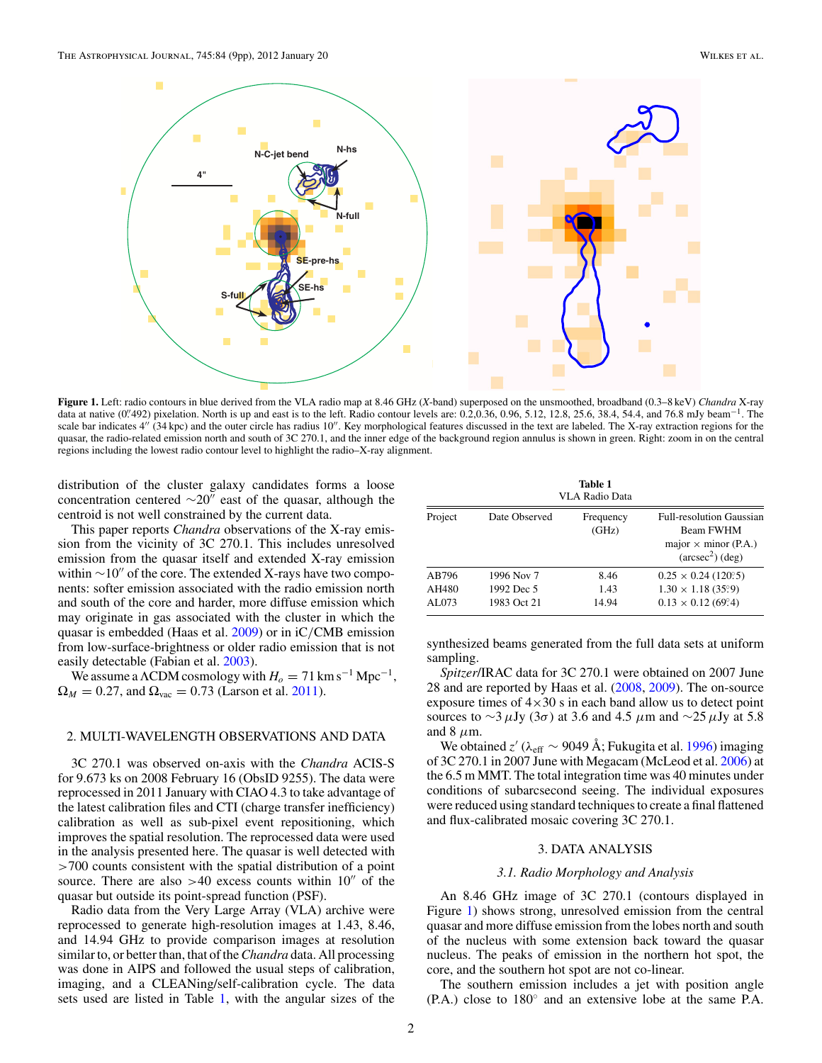**Figure 1.** Left: radio contours in blue derived from the VLA radio map at 8.46 GHz (*X*-band) superposed on the unsmoothed, broadband (0.3–8 keV) *Chandra* X-ray data at native (0$''$492) pixelation. North is up and east is to the left. Radio contour levels are: 0.2,0.36, 0.96, 5.12, 12.8, 25.6, 38.4, 54.4, and 76.8 mJy beam$^{-1}$. The scale bar indicates 4$''$ (34 kpc) and the outer circle has radius 10$''$. Key morphological features discussed in the text are labeled. The X-ray extraction regions for the quasar, the radio-related emission north and south of 3C 270.1, and the inner edge of the background region annulus is shown in green. Right: zoom in on the central regions including the lowest radio contour level to highlight the radio–X-ray alignment.

distribution of the cluster galaxy candidates forms a loose concentration centered ∼20$''$ east of the quasar, although the centroid is not well constrained by the current data.

This paper reports *Chandra* observations of the X-ray emission from the vicinity of 3C 270.1. This includes unresolved emission from the quasar itself and extended X-ray emission within ∼10$''$ of the core. The extended X-rays have two components: softer emission associated with the radio emission north and south of the core and harder, more diffuse emission which may originate in gas associated with the cluster in which the quasar is embedded (Haas et al. 2009) or in iC/CMB emission from low-surface-brightness or older radio emission that is not easily detectable (Fabian et al. 2003).

We assume a ΛCDM cosmology with $H_o = 71$ km s$^{-1}$ Mpc$^{-1}$, $\Omega_M = 0.27$, and $\Omega_{\rm vac} = 0.73$ (Larson et al. 2011).

## 2. MULTI-WAVELENGTH OBSERVATIONS AND DATA

3C 270.1 was observed on-axis with the *Chandra* ACIS-S for 9.673 ks on 2008 February 16 (ObsID 9255). The data were reprocessed in 2011 January with CIAO 4.3 to take advantage of the latest calibration files and CTI (charge transfer inefficiency) calibration as well as sub-pixel event repositioning, which improves the spatial resolution. The reprocessed data were used in the analysis presented here. The quasar is well detected with >700 counts consistent with the spatial distribution of a point source. There are also >40 excess counts within 10$''$ of the quasar but outside its point-spread function (PSF).

Radio data from the Very Large Array (VLA) archive were reprocessed to generate high-resolution images at 1.43, 8.46, and 14.94 GHz to provide comparison images at resolution similar to, or better than, that of the *Chandra* data. All processing was done in AIPS and followed the usual steps of calibration, imaging, and a CLEANing/self-calibration cycle. The data sets used are listed in Table 1, with the angular sizes of the synthesized beams generated from the full data sets at uniform sampling.

**Table 1**
VLA Radio Data

| Project | Date Observed | Frequency (GHz) | Full-resolution Gaussian Beam FWHM major × minor (P.A.) (arcsec$^2$) (deg) |
|---|---|---|---|
| AB796 | 1996 Nov 7 | 8.46 | 0.25 × 0.24 (120°5) |
| AH480 | 1992 Dec 5 | 1.43 | 1.30 × 1.18 (35°9) |
| AL073 | 1983 Oct 21 | 14.94 | 0.13 × 0.12 (69°4) |

*Spitzer*/IRAC data for 3C 270.1 were obtained on 2007 June 28 and are reported by Haas et al. (2008, 2009). The on-source exposure times of 4×30 s in each band allow us to detect point sources to ∼3 μJy (3σ) at 3.6 and 4.5 μm and ∼25 μJy at 5.8 and 8 μm.

We obtained $z'$ ($\lambda_{\rm eff}$ ∼ 9049 Å; Fukugita et al. 1996) imaging of 3C 270.1 in 2007 June with Megacam (McLeod et al. 2006) at the 6.5 m MMT. The total integration time was 40 minutes under conditions of subarcsecond seeing. The individual exposures were reduced using standard techniques to create a final flattened and flux-calibrated mosaic covering 3C 270.1.

## 3. DATA ANALYSIS

### *3.1. Radio Morphology and Analysis*

An 8.46 GHz image of 3C 270.1 (contours displayed in Figure 1) shows strong, unresolved emission from the central quasar and more diffuse emission from the lobes north and south of the nucleus with some extension back toward the quasar nucleus. The peaks of emission in the northern hot spot, the core, and the southern hot spot are not co-linear.

The southern emission includes a jet with position angle (P.A.) close to 180° and an extensive lobe at the same P.A.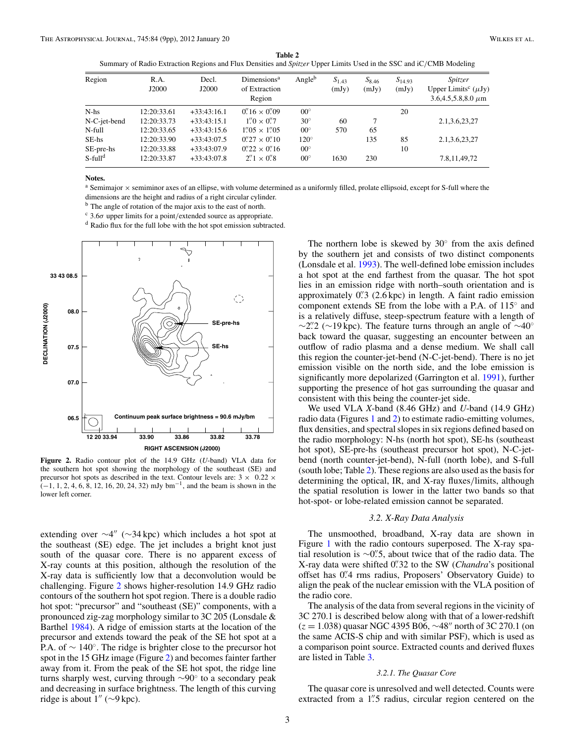**Table 2**
Summary of Radio Extraction Regions and Flux Densities and *Spitzer* Upper Limits Used in the SSC and iC/CMB Modeling

| Region | R.A. J2000 | Decl. J2000 | Dimensions[a] of Extraction Region | Angle[b] | $S_{1.43}$ (mJy) | $S_{8.46}$ (mJy) | $S_{14.93}$ (mJy) | *Spitzer* Upper Limits[c] ($\mu$Jy) 3.6,4.5,5.8,8.0 $\mu$m |
|---|---|---|---|---|---|---|---|---|
| N-hs | 12:20:33.61 | +33:43:16.1 | 0.″16 × 0.″09 | 00° | | | 20 | |
| N-C-jet-bend | 12:20:33.73 | +33:43:15.1 | 1.″0 × 0.″7 | 30° | 60 | 7 | | 2.1,3.6,23,27 |
| N-full | 12:20:33.65 | +33:43:15.6 | 1.″05 × 1.″05 | 00° | 570 | 65 | | |
| SE-hs | 12:20:33.90 | +33:43:07.5 | 0.″27 × 0.″10 | 120° | | 135 | 85 | 2.1,3.6,23,27 |
| SE-pre-hs | 12:20:33.88 | +33:43:07.9 | 0.″22 × 0.″16 | 00° | | | 10 | |
| S-full[d] | 12:20:33.87 | +33:43:07.8 | 2.″1 × 0.″8 | 00° | 1630 | 230 | | 7.8,11,49,72 |

**Notes.**
[a] Semimajor × semiminor axes of an ellipse, with volume determined as a uniformly filled, prolate ellipsoid, except for S-full where the dimensions are the height and radius of a right circular cylinder.
[b] The angle of rotation of the major axis to the east of north.
[c] 3.6$\sigma$ upper limits for a point/extended source as appropriate.
[d] Radio flux for the full lobe with the hot spot emission subtracted.

**Figure 2.** Radio contour plot of the 14.9 GHz (*U*-band) VLA data for the southern hot spot showing the morphology of the southeast (SE) and precursor hot spots as described in the text. Contour levels are: 3 × 0.22 × (−1, 1, 2, 4, 6, 8, 12, 16, 20, 24, 32) mJy bm$^{-1}$, and the beam is shown in the lower left corner.

extending over ∼4″ (∼34 kpc) which includes a hot spot at the southeast (SE) edge. The jet includes a bright knot just south of the quasar core. There is no apparent excess of X-ray counts at this position, although the resolution of the X-ray data is sufficiently low that a deconvolution would be challenging. Figure 2 shows higher-resolution 14.9 GHz radio contours of the southern hot spot region. There is a double radio hot spot: "precursor" and "southeast (SE)" components, with a pronounced zig-zag morphology similar to 3C 205 (Lonsdale & Barthel 1984). A ridge of emission starts at the location of the precursor and extends toward the peak of the SE hot spot at a P.A. of ∼ 140°. The ridge is brighter close to the precursor hot spot in the 15 GHz image (Figure 2) and becomes fainter farther away from it. From the peak of the SE hot spot, the ridge line turns sharply west, curving through ∼90° to a secondary peak and decreasing in surface brightness. The length of this curving ridge is about 1″ (∼9 kpc).

The northern lobe is skewed by 30° from the axis defined by the southern jet and consists of two distinct components (Lonsdale et al. 1993). The well-defined lobe emission includes a hot spot at the end farthest from the quasar. The hot spot lies in an emission ridge with north–south orientation and is approximately 0.″3 (2.6 kpc) in length. A faint radio emission component extends SE from the lobe with a P.A. of 115° and is a relatively diffuse, steep-spectrum feature with a length of ∼2.″2 (∼19 kpc). The feature turns through an angle of ∼40° back toward the quasar, suggesting an encounter between an outflow of radio plasma and a dense medium. We shall call this region the counter-jet-bend (N-C-jet-bend). There is no jet emission visible on the north side, and the lobe emission is significantly more depolarized (Garrington et al. 1991), further supporting the presence of hot gas surrounding the quasar and consistent with this being the counter-jet side.

We used VLA *X*-band (8.46 GHz) and *U*-band (14.9 GHz) radio data (Figures 1 and 2) to estimate radio-emitting volumes, flux densities, and spectral slopes in six regions defined based on the radio morphology: N-hs (north hot spot), SE-hs (southeast hot spot), SE-pre-hs (southeast precursor hot spot), N-C-jet-bend (north counter-jet-bend), N-full (north lobe), and S-full (south lobe; Table 2). These regions are also used as the basis for determining the optical, IR, and X-ray fluxes/limits, although the spatial resolution is lower in the latter two bands so that hot-spot- or lobe-related emission cannot be separated.

### 3.2. X-Ray Data Analysis

The unsmoothed, broadband, X-ray data are shown in Figure 1 with the radio contours superposed. The X-ray spatial resolution is ∼0.″5, about twice that of the radio data. The X-ray data were shifted 0.″32 to the SW (*Chandra*'s positional offset has 0.″4 rms radius, Proposers' Observatory Guide) to align the peak of the nuclear emission with the VLA position of the radio core.

The analysis of the data from several regions in the vicinity of 3C 270.1 is described below along with that of a lower-redshift ($z = 1.038$) quasar NGC 4395 B06, ∼48″ north of 3C 270.1 (on the same ACIS-S chip and with similar PSF), which is used as a comparison point source. Extracted counts and derived fluxes are listed in Table 3.

#### 3.2.1. The Quasar Core

The quasar core is unresolved and well detected. Counts were extracted from a 1.″5 radius, circular region centered on the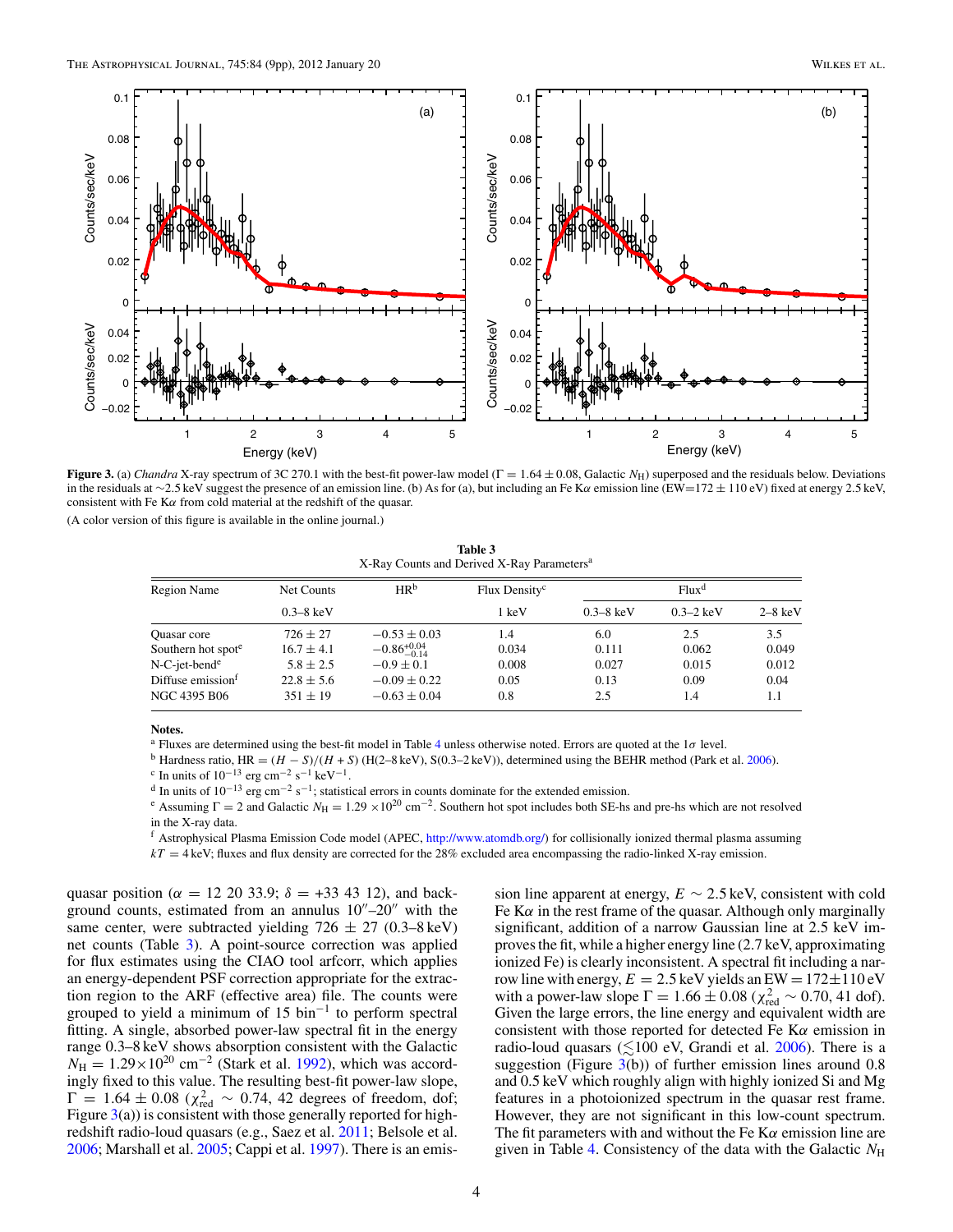**Figure 3.** (a) *Chandra* X-ray spectrum of 3C 270.1 with the best-fit power-law model ($\Gamma = 1.64 \pm 0.08$, Galactic $N_{\rm H}$) superposed and the residuals below. Deviations in the residuals at $\sim$2.5 keV suggest the presence of an emission line. (b) As for (a), but including an Fe K$\alpha$ emission line (EW=$172 \pm 110$ eV) fixed at energy 2.5 keV, consistent with Fe K$\alpha$ from cold material at the redshift of the quasar.

(A color version of this figure is available in the online journal.)

**Table 3**
X-Ray Counts and Derived X-Ray Parameters[a]

| Region Name | Net Counts | HR[b] | Flux Density[c] | Flux[d] | | |
|---|---|---|---|---|---|---|
| | 0.3–8 keV | | 1 keV | 0.3–8 keV | 0.3–2 keV | 2–8 keV |
| Quasar core | $726 \pm 27$ | $-0.53 \pm 0.03$ | 1.4 | 6.0 | 2.5 | 3.5 |
| Southern hot spot[e] | $16.7 \pm 4.1$ | $-0.86^{+0.04}_{-0.14}$ | 0.034 | 0.111 | 0.062 | 0.049 |
| N-C-jet-bend[e] | $5.8 \pm 2.5$ | $-0.9 \pm 0.1$ | 0.008 | 0.027 | 0.015 | 0.012 |
| Diffuse emission[f] | $22.8 \pm 5.6$ | $-0.09 \pm 0.22$ | 0.05 | 0.13 | 0.09 | 0.04 |
| NGC 4395 B06 | $351 \pm 19$ | $-0.63 \pm 0.04$ | 0.8 | 2.5 | 1.4 | 1.1 |

**Notes.**
[a] Fluxes are determined using the best-fit model in Table 4 unless otherwise noted. Errors are quoted at the $1\sigma$ level.
[b] Hardness ratio, HR $= (H - S)/(H + S)$ (H(2–8 keV), S(0.3–2 keV)), determined using the BEHR method (Park et al. 2006).
[c] In units of $10^{-13}$ erg cm$^{-2}$ s$^{-1}$ keV$^{-1}$.
[d] In units of $10^{-13}$ erg cm$^{-2}$ s$^{-1}$; statistical errors in counts dominate for the extended emission.
[e] Assuming $\Gamma = 2$ and Galactic $N_{\rm H} = 1.29 \times 10^{20}$ cm$^{-2}$. Southern hot spot includes both SE-hs and pre-hs which are not resolved in the X-ray data.
[f] Astrophysical Plasma Emission Code model (APEC, http://www.atomdb.org/) for collisionally ionized thermal plasma assuming $kT = 4$ keV; fluxes and flux density are corrected for the 28% excluded area encompassing the radio-linked X-ray emission.

quasar position ($\alpha$ = 12 20 33.9; $\delta$ = +33 43 12), and background counts, estimated from an annulus 10″–20″ with the same center, were subtracted yielding $726 \pm 27$ (0.3–8 keV) net counts (Table 3). A point-source correction was applied for flux estimates using the CIAO tool arfcorr, which applies an energy-dependent PSF correction appropriate for the extraction region to the ARF (effective area) file. The counts were grouped to yield a minimum of 15 bin$^{-1}$ to perform spectral fitting. A single, absorbed power-law spectral fit in the energy range 0.3–8 keV shows absorption consistent with the Galactic $N_{\rm H} = 1.29 \times 10^{20}$ cm$^{-2}$ (Stark et al. 1992), which was accordingly fixed to this value. The resulting best-fit power-law slope, $\Gamma = 1.64 \pm 0.08$ ($\chi^2_{\rm red} \sim 0.74$, 42 degrees of freedom, dof; Figure 3(a)) is consistent with those generally reported for high-redshift radio-loud quasars (e.g., Saez et al. 2011; Belsole et al. 2006; Marshall et al. 2005; Cappi et al. 1997). There is an emission line apparent at energy, $E \sim 2.5$ keV, consistent with cold Fe K$\alpha$ in the rest frame of the quasar. Although only marginally significant, addition of a narrow Gaussian line at 2.5 keV improves the fit, while a higher energy line (2.7 keV, approximating ionized Fe) is clearly inconsistent. A spectral fit including a narrow line with energy, $E = 2.5$ keV yields an EW $= 172 \pm 110$ eV with a power-law slope $\Gamma = 1.66 \pm 0.08$ ($\chi^2_{\rm red} \sim 0.70$, 41 dof). Given the large errors, the line energy and equivalent width are consistent with those reported for detected Fe K$\alpha$ emission in radio-loud quasars ($\lesssim$100 eV, Grandi et al. 2006). There is a suggestion (Figure 3(b)) of further emission lines around 0.8 and 0.5 keV which roughly align with highly ionized Si and Mg features in a photoionized spectrum in the quasar rest frame. However, they are not significant in this low-count spectrum. The fit parameters with and without the Fe K$\alpha$ emission line are given in Table 4. Consistency of the data with the Galactic $N_{\rm H}$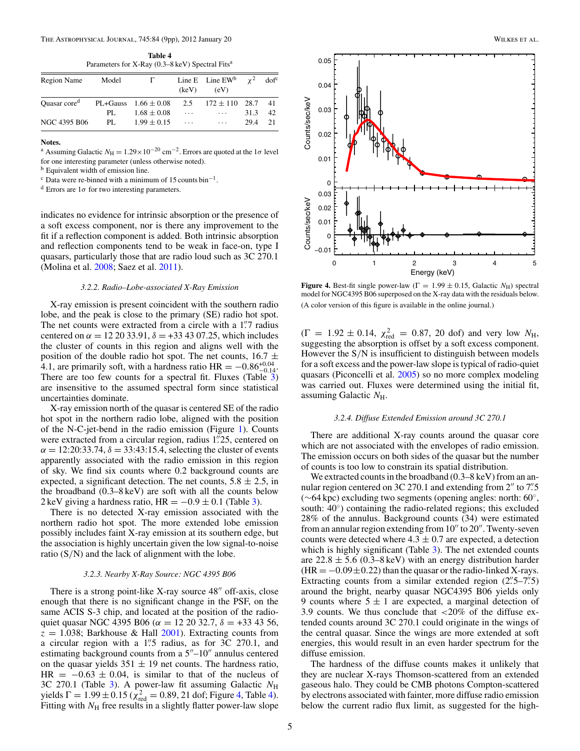**Table 4**
Parameters for X-Ray (0.3–8 keV) Spectral Fits[a]

| Region Name | Model | $\Gamma$ | Line E (keV) | Line EW[b] (eV) | $\chi^2$ | dof[c] |
|---|---|---|---|---|---|---|
| Quasar core[d] | PL+Gauss | $1.66 \pm 0.08$ | 2.5 | $172 \pm 110$ | 28.7 | 41 |
| | PL | $1.68 \pm 0.08$ | ... | ... | 31.3 | 42 |
| NGC 4395 B06 | PL | $1.99 \pm 0.15$ | ... | ... | 29.4 | 21 |

**Notes.**
[a] Assuming Galactic $N_{\rm H} = 1.29 \times 10^{-20}$ cm$^{-2}$. Errors are quoted at the $1\sigma$ level for one interesting parameter (unless otherwise noted).
[b] Equivalent width of emission line.
[c] Data were re-binned with a minimum of 15 counts bin$^{-1}$.
[d] Errors are $1\sigma$ for two interesting parameters.

indicates no evidence for intrinsic absorption or the presence of a soft excess component, nor is there any improvement to the fit if a reflection component is added. Both intrinsic absorption and reflection components tend to be weak in face-on, type I quasars, particularly those that are radio loud such as 3C 270.1 (Molina et al. 2008; Saez et al. 2011).

### 3.2.2. Radio–Lobe-associated X-Ray Emission

X-ray emission is present coincident with the southern radio lobe, and the peak is close to the primary (SE) radio hot spot. The net counts were extracted from a circle with a 1.″7 radius centered on $\alpha$ = 12 20 33.91, $\delta$ = +33 43 07.25, which includes the cluster of counts in this region and aligns well with the position of the double radio hot spot. The net counts, $16.7 \pm 4.1$, are primarily soft, with a hardness ratio HR $= -0.86^{+0.04}_{-0.14}$. There are too few counts for a spectral fit. Fluxes (Table 3) are insensitive to the assumed spectral form since statistical uncertainties dominate.

X-ray emission north of the quasar is centered SE of the radio hot spot in the northern radio lobe, aligned with the position of the N-C-jet-bend in the radio emission (Figure 1). Counts were extracted from a circular region, radius 1.″25, centered on $\alpha$ = 12:20:33.74, $\delta$ = 33:43:15.4, selecting the cluster of events apparently associated with the radio emission in this region of sky. We find six counts where 0.2 background counts are expected, a significant detection. The net counts, $5.8 \pm 2.5$, in the broadband (0.3–8 keV) are soft with all the counts below 2 keV giving a hardness ratio, HR $= -0.9 \pm 0.1$ (Table 3).

There is no detected X-ray emission associated with the northern radio hot spot. The more extended lobe emission possibly includes faint X-ray emission at its southern edge, but the association is highly uncertain given the low signal-to-noise ratio (S/N) and the lack of alignment with the lobe.

### 3.2.3. Nearby X-Ray Source: NGC 4395 B06

There is a strong point-like X-ray source 48″ off-axis, close enough that there is no significant change in the PSF, on the same ACIS S-3 chip, and located at the position of the radio-quiet quasar NGC 4395 B06 ($\alpha$ = 12 20 32.7, $\delta$ = +33 43 56, $z$ = 1.038; Barkhouse & Hall 2001). Extracting counts from a circular region with a 1.″5 radius, as for 3C 270.1, and estimating background counts from a 5″–10″ annulus centered on the quasar yields $351 \pm 19$ net counts. The hardness ratio, HR $= -0.63 \pm 0.04$, is similar to that of the nucleus of 3C 270.1 (Table 3). A power-law fit assuming Galactic $N_{\rm H}$ yields $\Gamma = 1.99 \pm 0.15$ ($\chi^2_{\rm red} = 0.89$, 21 dof; Figure 4, Table 4). Fitting with $N_{\rm H}$ free results in a slightly flatter power-law slope ($\Gamma = 1.92 \pm 0.14$, $\chi^2_{\rm red} = 0.87$, 20 dof) and very low $N_{\rm H}$, suggesting the absorption is offset by a soft excess component. However the S/N is insufficient to distinguish between models for a soft excess and the power-law slope is typical of radio-quiet quasars (Piconcelli et al. 2005) so no more complex modeling was carried out. Fluxes were determined using the initial fit, assuming Galactic $N_{\rm H}$.

**Figure 4.** Best-fit single power-law ($\Gamma = 1.99 \pm 0.15$, Galactic $N_{\rm H}$) spectral model for NGC4395 B06 superposed on the X-ray data with the residuals below.
(A color version of this figure is available in the online journal.)

### 3.2.4. Diffuse Extended Emission around 3C 270.1

There are additional X-ray counts around the quasar core which are not associated with the envelopes of radio emission. The emission occurs on both sides of the quasar but the number of counts is too low to constrain its spatial distribution.

We extracted counts in the broadband (0.3–8 keV) from an annular region centered on 3C 270.1 and extending from 2″ to 7.″5 (∼64 kpc) excluding two segments (opening angles: north: 60°, south: 40°) containing the radio-related regions; this excluded 28% of the annulus. Background counts (34) were estimated from an annular region extending from 10″ to 20″. Twenty-seven counts were detected where $4.3 \pm 0.7$ are expected, a detection which is highly significant (Table 3). The net extended counts are $22.8 \pm 5.6$ (0.3–8 keV) with an energy distribution harder (HR $= -0.09 \pm 0.22$) than the quasar or the radio-linked X-rays. Extracting counts from a similar extended region (2.″5–7.″5) around the bright, nearby quasar NGC4395 B06 yields only 9 counts where $5 \pm 1$ are expected, a marginal detection of 3.9 counts. We thus conclude that <20% of the diffuse extended counts around 3C 270.1 could originate in the wings of the central quasar. Since the wings are more extended at soft energies, this would result in an even harder spectrum for the diffuse emission.

The hardness of the diffuse counts makes it unlikely that they are nuclear X-rays Thomson-scattered from an extended gaseous halo. They could be CMB photons Compton-scattered by electrons associated with fainter, more diffuse radio emission below the current radio flux limit, as suggested for the high-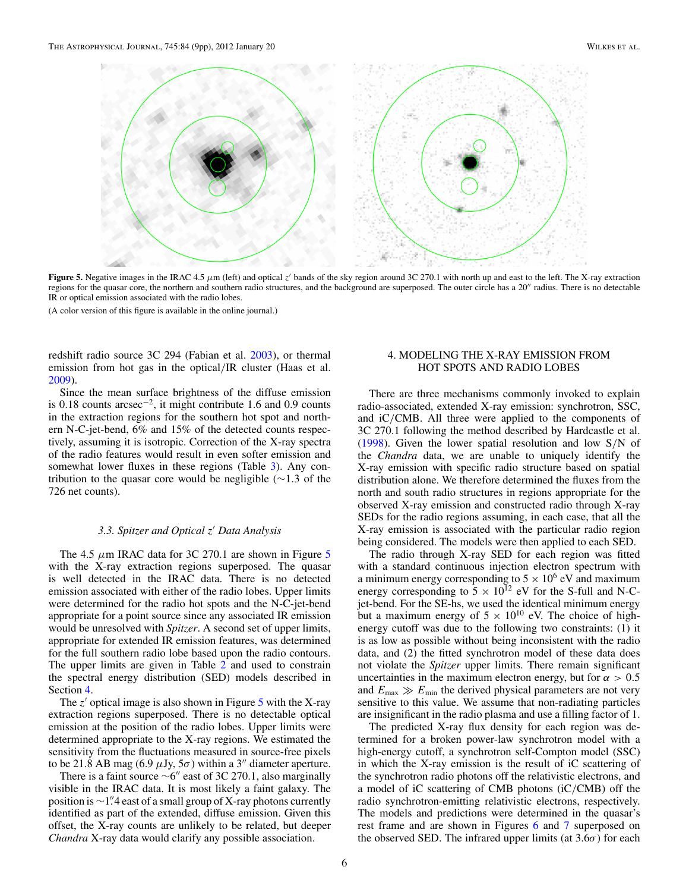**Figure 5.** Negative images in the IRAC 4.5 $\mu$m (left) and optical $z'$ bands of the sky region around 3C 270.1 with north up and east to the left. The X-ray extraction regions for the quasar core, the northern and southern radio structures, and the background are superposed. The outer circle has a 20″ radius. There is no detectable IR or optical emission associated with the radio lobes.

(A color version of this figure is available in the online journal.)

redshift radio source 3C 294 (Fabian et al. 2003), or thermal emission from hot gas in the optical/IR cluster (Haas et al. 2009).

Since the mean surface brightness of the diffuse emission is 0.18 counts arcsec$^{-2}$, it might contribute 1.6 and 0.9 counts in the extraction regions for the southern hot spot and northern N-C-jet-bend, 6% and 15% of the detected counts respectively, assuming it is isotropic. Correction of the X-ray spectra of the radio features would result in even softer emission and somewhat lower fluxes in these regions (Table 3). Any contribution to the quasar core would be negligible (∼1.3 of the 726 net counts).

### 3.3. *Spitzer and Optical $z'$ Data Analysis*

The 4.5 $\mu$m IRAC data for 3C 270.1 are shown in Figure 5 with the X-ray extraction regions superposed. The quasar is well detected in the IRAC data. There is no detected emission associated with either of the radio lobes. Upper limits were determined for the radio hot spots and the N-C-jet-bend appropriate for a point source since any associated IR emission would be unresolved with *Spitzer*. A second set of upper limits, appropriate for extended IR emission features, was determined for the full southern radio lobe based upon the radio contours. The upper limits are given in Table 2 and used to constrain the spectral energy distribution (SED) models described in Section 4.

The $z'$ optical image is also shown in Figure 5 with the X-ray extraction regions superposed. There is no detectable optical emission at the position of the radio lobes. Upper limits were determined appropriate to the X-ray regions. We estimated the sensitivity from the fluctuations measured in source-free pixels to be 21.8 AB mag (6.9 $\mu$Jy, 5$\sigma$) within a 3″ diameter aperture.

There is a faint source ∼6″ east of 3C 270.1, also marginally visible in the IRAC data. It is most likely a faint galaxy. The position is ∼1″.4 east of a small group of X-ray photons currently identified as part of the extended, diffuse emission. Given this offset, the X-ray counts are unlikely to be related, but deeper *Chandra* X-ray data would clarify any possible association.

## 4. MODELING THE X-RAY EMISSION FROM HOT SPOTS AND RADIO LOBES

There are three mechanisms commonly invoked to explain radio-associated, extended X-ray emission: synchrotron, SSC, and iC/CMB. All three were applied to the components of 3C 270.1 following the method described by Hardcastle et al. (1998). Given the lower spatial resolution and low S/N of the *Chandra* data, we are unable to uniquely identify the X-ray emission with specific radio structure based on spatial distribution alone. We therefore determined the fluxes from the north and south radio structures in regions appropriate for the observed X-ray emission and constructed radio through X-ray SEDs for the radio regions assuming, in each case, that all the X-ray emission is associated with the particular radio region being considered. The models were then applied to each SED.

The radio through X-ray SED for each region was fitted with a standard continuous injection electron spectrum with a minimum energy corresponding to $5 \times 10^6$ eV and maximum energy corresponding to $5 \times 10^{12}$ eV for the S-full and N-C-jet-bend. For the SE-hs, we used the identical minimum energy but a maximum energy of $5 \times 10^{10}$ eV. The choice of high-energy cutoff was due to the following two constraints: (1) it is as low as possible without being inconsistent with the radio data, and (2) the fitted synchrotron model of these data does not violate the *Spitzer* upper limits. There remain significant uncertainties in the maximum electron energy, but for $\alpha > 0.5$ and $E_{\rm max} \gg E_{\rm min}$ the derived physical parameters are not very sensitive to this value. We assume that non-radiating particles are insignificant in the radio plasma and use a filling factor of 1.

The predicted X-ray flux density for each region was determined for a broken power-law synchrotron model with a high-energy cutoff, a synchrotron self-Compton model (SSC) in which the X-ray emission is the result of iC scattering of the synchrotron radio photons off the relativistic electrons, and a model of iC scattering of CMB photons (iC/CMB) off the radio synchrotron-emitting relativistic electrons, respectively. The models and predictions were determined in the quasar's rest frame and are shown in Figures 6 and 7 superposed on the observed SED. The infrared upper limits (at 3.6$\sigma$) for each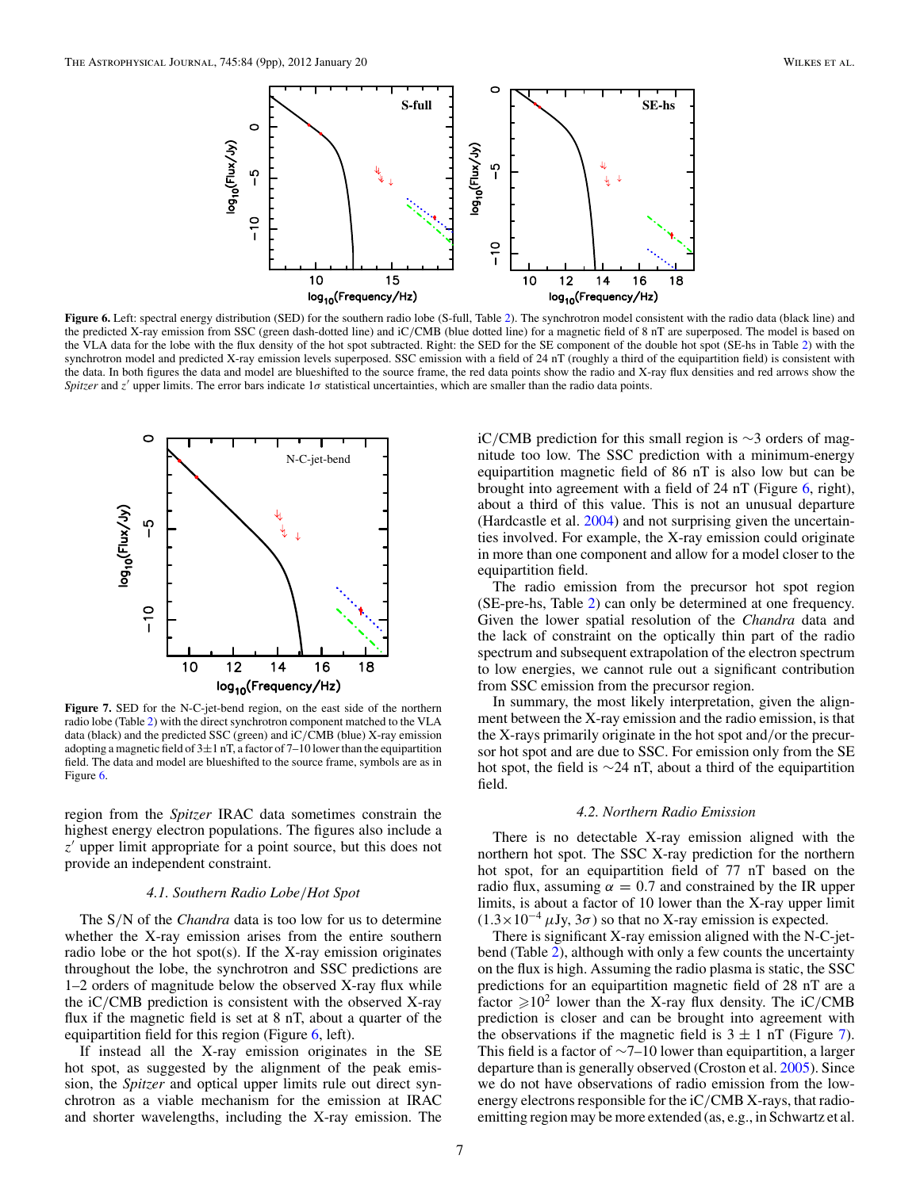**Figure 6.** Left: spectral energy distribution (SED) for the southern radio lobe (S-full, Table 2). The synchrotron model consistent with the radio data (black line) and the predicted X-ray emission from SSC (green dash-dotted line) and iC/CMB (blue dotted line) for a magnetic field of 8 nT are superposed. The model is based on the VLA data for the lobe with the flux density of the hot spot subtracted. Right: the SED for the SE component of the double hot spot (SE-hs in Table 2) with the synchrotron model and predicted X-ray emission levels superposed. SSC emission with a field of 24 nT (roughly a third of the equipartition field) is consistent with the data. In both figures the data and model are blueshifted to the source frame, the red data points show the radio and X-ray flux densities and red arrows show the *Spitzer* and $z'$ upper limits. The error bars indicate $1\sigma$ statistical uncertainties, which are smaller than the radio data points.

**Figure 7.** SED for the N-C-jet-bend region, on the east side of the northern radio lobe (Table 2) with the direct synchrotron component matched to the VLA data (black) and the predicted SSC (green) and iC/CMB (blue) X-ray emission adopting a magnetic field of $3\pm1$ nT, a factor of 7–10 lower than the equipartition field. The data and model are blueshifted to the source frame, symbols are as in Figure 6.

region from the *Spitzer* IRAC data sometimes constrain the highest energy electron populations. The figures also include a $z'$ upper limit appropriate for a point source, but this does not provide an independent constraint.

### 4.1. Southern Radio Lobe/Hot Spot

The S/N of the *Chandra* data is too low for us to determine whether the X-ray emission arises from the entire southern radio lobe or the hot spot(s). If the X-ray emission originates throughout the lobe, the synchrotron and SSC predictions are 1–2 orders of magnitude below the observed X-ray flux while the iC/CMB prediction is consistent with the observed X-ray flux if the magnetic field is set at 8 nT, about a quarter of the equipartition field for this region (Figure 6, left).

If instead all the X-ray emission originates in the SE hot spot, as suggested by the alignment of the peak emission, the *Spitzer* and optical upper limits rule out direct synchrotron as a viable mechanism for the emission at IRAC and shorter wavelengths, including the X-ray emission. The iC/CMB prediction for this small region is $\sim$3 orders of magnitude too low. The SSC prediction with a minimum-energy equipartition magnetic field of 86 nT is also low but can be brought into agreement with a field of 24 nT (Figure 6, right), about a third of this value. This is not an unusual departure (Hardcastle et al. 2004) and not surprising given the uncertainties involved. For example, the X-ray emission could originate in more than one component and allow for a model closer to the equipartition field.

The radio emission from the precursor hot spot region (SE-pre-hs, Table 2) can only be determined at one frequency. Given the lower spatial resolution of the *Chandra* data and the lack of constraint on the optically thin part of the radio spectrum and subsequent extrapolation of the electron spectrum to low energies, we cannot rule out a significant contribution from SSC emission from the precursor region.

In summary, the most likely interpretation, given the alignment between the X-ray emission and the radio emission, is that the X-rays primarily originate in the hot spot and/or the precursor hot spot and are due to SSC. For emission only from the SE hot spot, the field is $\sim$24 nT, about a third of the equipartition field.

### 4.2. Northern Radio Emission

There is no detectable X-ray emission aligned with the northern hot spot. The SSC X-ray prediction for the northern hot spot, for an equipartition field of 77 nT based on the radio flux, assuming $\alpha = 0.7$ and constrained by the IR upper limits, is about a factor of 10 lower than the X-ray upper limit ($1.3\times10^{-4}$ $\mu$Jy, $3\sigma$) so that no X-ray emission is expected.

There is significant X-ray emission aligned with the N-C-jet-bend (Table 2), although with only a few counts the uncertainty on the flux is high. Assuming the radio plasma is static, the SSC predictions for an equipartition magnetic field of 28 nT are a factor $\geqslant 10^2$ lower than the X-ray flux density. The iC/CMB prediction is closer and can be brought into agreement with the observations if the magnetic field is $3 \pm 1$ nT (Figure 7). This field is a factor of $\sim$7–10 lower than equipartition, a larger departure than is generally observed (Croston et al. 2005). Since we do not have observations of radio emission from the low-energy electrons responsible for the iC/CMB X-rays, that radio-emitting region may be more extended (as, e.g., in Schwartz et al.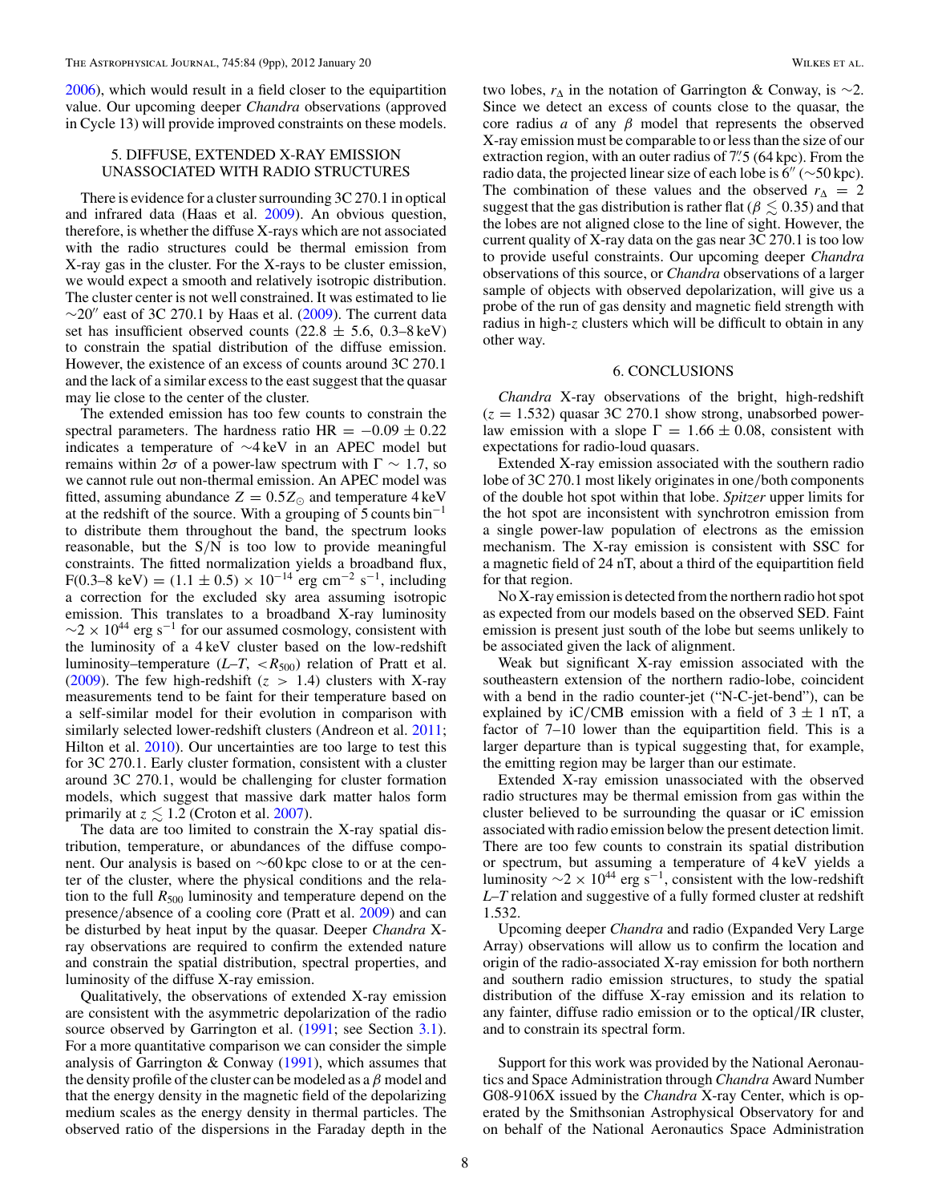2006), which would result in a field closer to the equipartition value. Our upcoming deeper *Chandra* observations (approved in Cycle 13) will provide improved constraints on these models.

## 5. DIFFUSE, EXTENDED X-RAY EMISSION UNASSOCIATED WITH RADIO STRUCTURES

There is evidence for a cluster surrounding 3C 270.1 in optical and infrared data (Haas et al. 2009). An obvious question, therefore, is whether the diffuse X-rays which are not associated with the radio structures could be thermal emission from X-ray gas in the cluster. For the X-rays to be cluster emission, we would expect a smooth and relatively isotropic distribution. The cluster center is not well constrained. It was estimated to lie $\sim 20''$ east of 3C 270.1 by Haas et al. (2009). The current data set has insufficient observed counts ($22.8 \pm 5.6$, 0.3–8 keV) to constrain the spatial distribution of the diffuse emission. However, the existence of an excess of counts around 3C 270.1 and the lack of a similar excess to the east suggest that the quasar may lie close to the center of the cluster.

The extended emission has too few counts to constrain the spectral parameters. The hardness ratio HR $= -0.09 \pm 0.22$ indicates a temperature of $\sim$4 keV in an APEC model but remains within $2\sigma$ of a power-law spectrum with $\Gamma \sim 1.7$, so we cannot rule out non-thermal emission. An APEC model was fitted, assuming abundance $Z = 0.5 Z_{\odot}$ and temperature 4 keV at the redshift of the source. With a grouping of 5 counts bin$^{-1}$ to distribute them throughout the band, the spectrum looks reasonable, but the S/N is too low to provide meaningful constraints. The fitted normalization yields a broadband flux, F(0.3–8 keV) $= (1.1 \pm 0.5) \times 10^{-14}$ erg cm$^{-2}$ s$^{-1}$, including a correction for the excluded sky area assuming isotropic emission. This translates to a broadband X-ray luminosity $\sim 2 \times 10^{44}$ erg s$^{-1}$ for our assumed cosmology, consistent with the luminosity of a 4 keV cluster based on the low-redshift luminosity–temperature ($L$–$T$, $<R_{500}$) relation of Pratt et al. (2009). The few high-redshift ($z > 1.4$) clusters with X-ray measurements tend to be faint for their temperature based on a self-similar model for their evolution in comparison with similarly selected lower-redshift clusters (Andreon et al. 2011; Hilton et al. 2010). Our uncertainties are too large to test this for 3C 270.1. Early cluster formation, consistent with a cluster around 3C 270.1, would be challenging for cluster formation models, which suggest that massive dark matter halos form primarily at $z \lesssim 1.2$ (Croton et al. 2007).

The data are too limited to constrain the X-ray spatial distribution, temperature, or abundances of the diffuse component. Our analysis is based on $\sim$60 kpc close to or at the center of the cluster, where the physical conditions and the relation to the full $R_{500}$ luminosity and temperature depend on the presence/absence of a cooling core (Pratt et al. 2009) and can be disturbed by heat input by the quasar. Deeper *Chandra* X-ray observations are required to confirm the extended nature and constrain the spatial distribution, spectral properties, and luminosity of the diffuse X-ray emission.

Qualitatively, the observations of extended X-ray emission are consistent with the asymmetric depolarization of the radio source observed by Garrington et al. (1991; see Section 3.1). For a more quantitative comparison we can consider the simple analysis of Garrington & Conway (1991), which assumes that the density profile of the cluster can be modeled as a $\beta$ model and that the energy density in the magnetic field of the depolarizing medium scales as the energy density in thermal particles. The observed ratio of the dispersions in the Faraday depth in the two lobes, $r_{\Delta}$ in the notation of Garrington & Conway, is $\sim$2. Since we detect an excess of counts close to the quasar, the core radius $a$ of any $\beta$ model that represents the observed X-ray emission must be comparable to or less than the size of our extraction region, with an outer radius of $7''.5$ (64 kpc). From the radio data, the projected linear size of each lobe is $6''$ ($\sim$50 kpc). The combination of these values and the observed $r_{\Delta} = 2$ suggest that the gas distribution is rather flat ($\beta \lesssim 0.35$) and that the lobes are not aligned close to the line of sight. However, the current quality of X-ray data on the gas near 3C 270.1 is too low to provide useful constraints. Our upcoming deeper *Chandra* observations of this source, or *Chandra* observations of a larger sample of objects with observed depolarization, will give us a probe of the run of gas density and magnetic field strength with radius in high-$z$ clusters which will be difficult to obtain in any other way.

## 6. CONCLUSIONS

*Chandra* X-ray observations of the bright, high-redshift ($z = 1.532$) quasar 3C 270.1 show strong, unabsorbed power-law emission with a slope $\Gamma = 1.66 \pm 0.08$, consistent with expectations for radio-loud quasars.

Extended X-ray emission associated with the southern radio lobe of 3C 270.1 most likely originates in one/both components of the double hot spot within that lobe. *Spitzer* upper limits for the hot spot are inconsistent with synchrotron emission from a single power-law population of electrons as the emission mechanism. The X-ray emission is consistent with SSC for a magnetic field of 24 nT, about a third of the equipartition field for that region.

No X-ray emission is detected from the northern radio hot spot as expected from our models based on the observed SED. Faint emission is present just south of the lobe but seems unlikely to be associated given the lack of alignment.

Weak but significant X-ray emission associated with the southeastern extension of the northern radio-lobe, coincident with a bend in the radio counter-jet ("N-C-jet-bend"), can be explained by iC/CMB emission with a field of $3 \pm 1$ nT, a factor of 7–10 lower than the equipartition field. This is a larger departure than is typical suggesting that, for example, the emitting region may be larger than our estimate.

Extended X-ray emission unassociated with the observed radio structures may be thermal emission from gas within the cluster believed to be surrounding the quasar or iC emission associated with radio emission below the present detection limit. There are too few counts to constrain its spatial distribution or spectrum, but assuming a temperature of 4 keV yields a luminosity $\sim 2 \times 10^{44}$ erg s$^{-1}$, consistent with the low-redshift $L$–$T$ relation and suggestive of a fully formed cluster at redshift 1.532.

Upcoming deeper *Chandra* and radio (Expanded Very Large Array) observations will allow us to confirm the location and origin of the radio-associated X-ray emission for both northern and southern radio emission structures, to study the spatial distribution of the diffuse X-ray emission and its relation to any fainter, diffuse radio emission or to the optical/IR cluster, and to constrain its spectral form.

Support for this work was provided by the National Aeronautics and Space Administration through *Chandra* Award Number G08-9106X issued by the *Chandra* X-ray Center, which is operated by the Smithsonian Astrophysical Observatory for and on behalf of the National Aeronautics Space Administration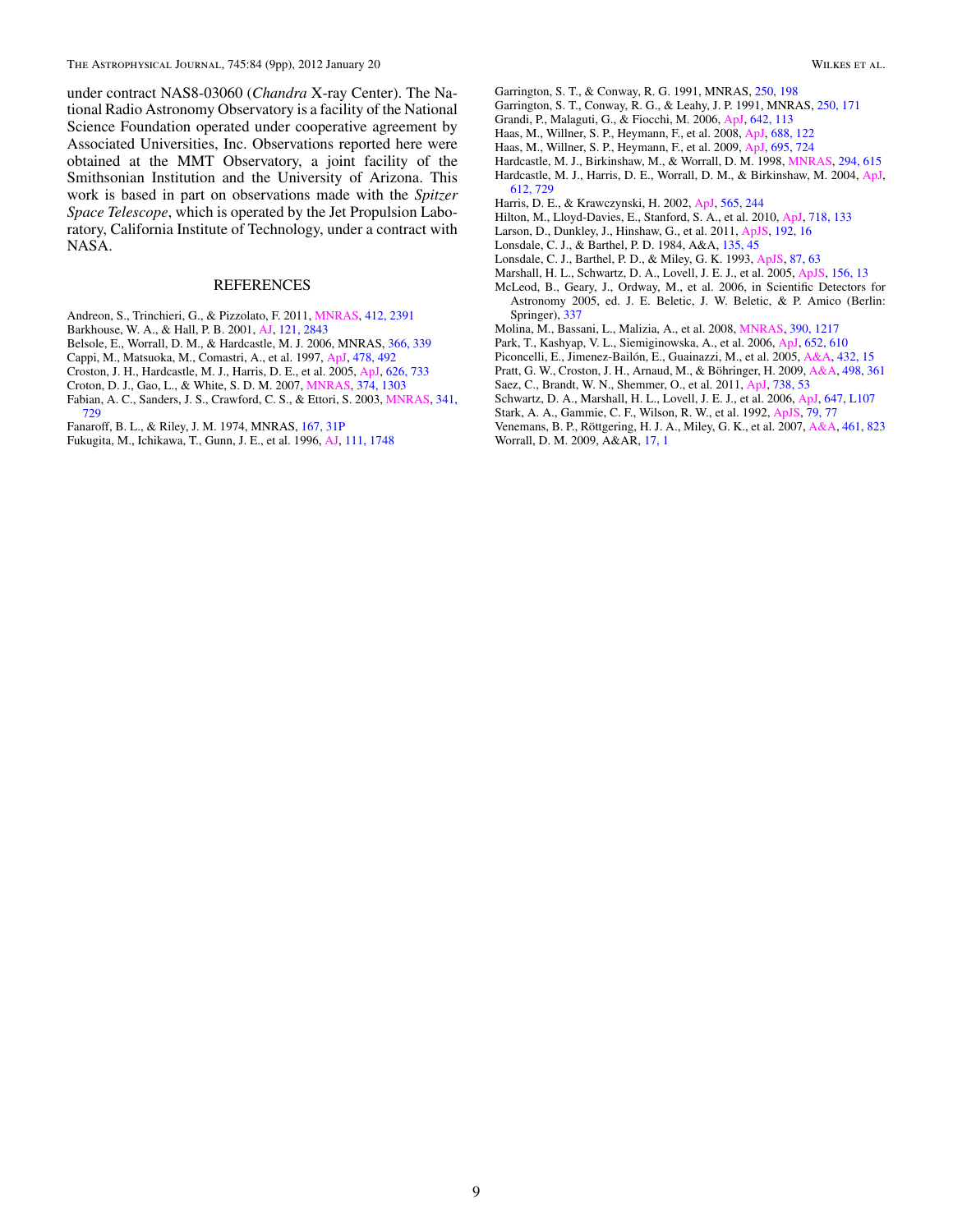under contract NAS8-03060 (*Chandra* X-ray Center). The National Radio Astronomy Observatory is a facility of the National Science Foundation operated under cooperative agreement by Associated Universities, Inc. Observations reported here were obtained at the MMT Observatory, a joint facility of the Smithsonian Institution and the University of Arizona. This work is based in part on observations made with the *Spitzer Space Telescope*, which is operated by the Jet Propulsion Laboratory, California Institute of Technology, under a contract with NASA.

## REFERENCES

Andreon, S., Trinchieri, G., & Pizzolato, F. 2011, MNRAS, 412, 2391
Barkhouse, W. A., & Hall, P. B. 2001, AJ, 121, 2843
Belsole, E., Worrall, D. M., & Hardcastle, M. J. 2006, MNRAS, 366, 339
Cappi, M., Matsuoka, M., Comastri, A., et al. 1997, ApJ, 478, 492
Croston, J. H., Hardcastle, M. J., Harris, D. E., et al. 2005, ApJ, 626, 733
Croton, D. J., Gao, L., & White, S. D. M. 2007, MNRAS, 374, 1303
Fabian, A. C., Sanders, J. S., Crawford, C. S., & Ettori, S. 2003, MNRAS, 341, 729
Fanaroff, B. L., & Riley, J. M. 1974, MNRAS, 167, 31P
Fukugita, M., Ichikawa, T., Gunn, J. E., et al. 1996, AJ, 111, 1748
Garrington, S. T., & Conway, R. G. 1991, MNRAS, 250, 198
Garrington, S. T., Conway, R. G., & Leahy, J. P. 1991, MNRAS, 250, 171
Grandi, P., Malaguti, G., & Fiocchi, M. 2006, ApJ, 642, 113
Haas, M., Willner, S. P., Heymann, F., et al. 2008, ApJ, 688, 122
Haas, M., Willner, S. P., Heymann, F., et al. 2009, ApJ, 695, 724
Hardcastle, M. J., Birkinshaw, M., & Worrall, D. M. 1998, MNRAS, 294, 615
Hardcastle, M. J., Harris, D. E., Worrall, D. M., & Birkinshaw, M. 2004, ApJ, 612, 729
Harris, D. E., & Krawczynski, H. 2002, ApJ, 565, 244
Hilton, M., Lloyd-Davies, E., Stanford, S. A., et al. 2010, ApJ, 718, 133
Larson, D., Dunkley, J., Hinshaw, G., et al. 2011, ApJS, 192, 16
Lonsdale, C. J., & Barthel, P. D. 1984, A&A, 135, 45
Lonsdale, C. J., Barthel, P. D., & Miley, G. K. 1993, ApJS, 87, 63
Marshall, H. L., Schwartz, D. A., Lovell, J. E. J., et al. 2005, ApJS, 156, 13
McLeod, B., Geary, J., Ordway, M., et al. 2006, in Scientific Detectors for Astronomy 2005, ed. J. E. Beletic, J. W. Beletic, & P. Amico (Berlin: Springer), 337
Molina, M., Bassani, L., Malizia, A., et al. 2008, MNRAS, 390, 1217
Park, T., Kashyap, V. L., Siemiginowska, A., et al. 2006, ApJ, 652, 610
Piconcelli, E., Jimenez-Bailón, E., Guainazzi, M., et al. 2005, A&A, 432, 15
Pratt, G. W., Croston, J. H., Arnaud, M., & Böhringer, H. 2009, A&A, 498, 361
Saez, C., Brandt, W. N., Shemmer, O., et al. 2011, ApJ, 738, 53
Schwartz, D. A., Marshall, H. L., Lovell, J. E. J., et al. 2006, ApJ, 647, L107
Stark, A. A., Gammie, C. F., Wilson, R. W., et al. 1992, ApJS, 79, 77
Venemans, B. P., Röttgering, H. J. A., Miley, G. K., et al. 2007, A&A, 461, 823
Worrall, D. M. 2009, A&AR, 17, 1